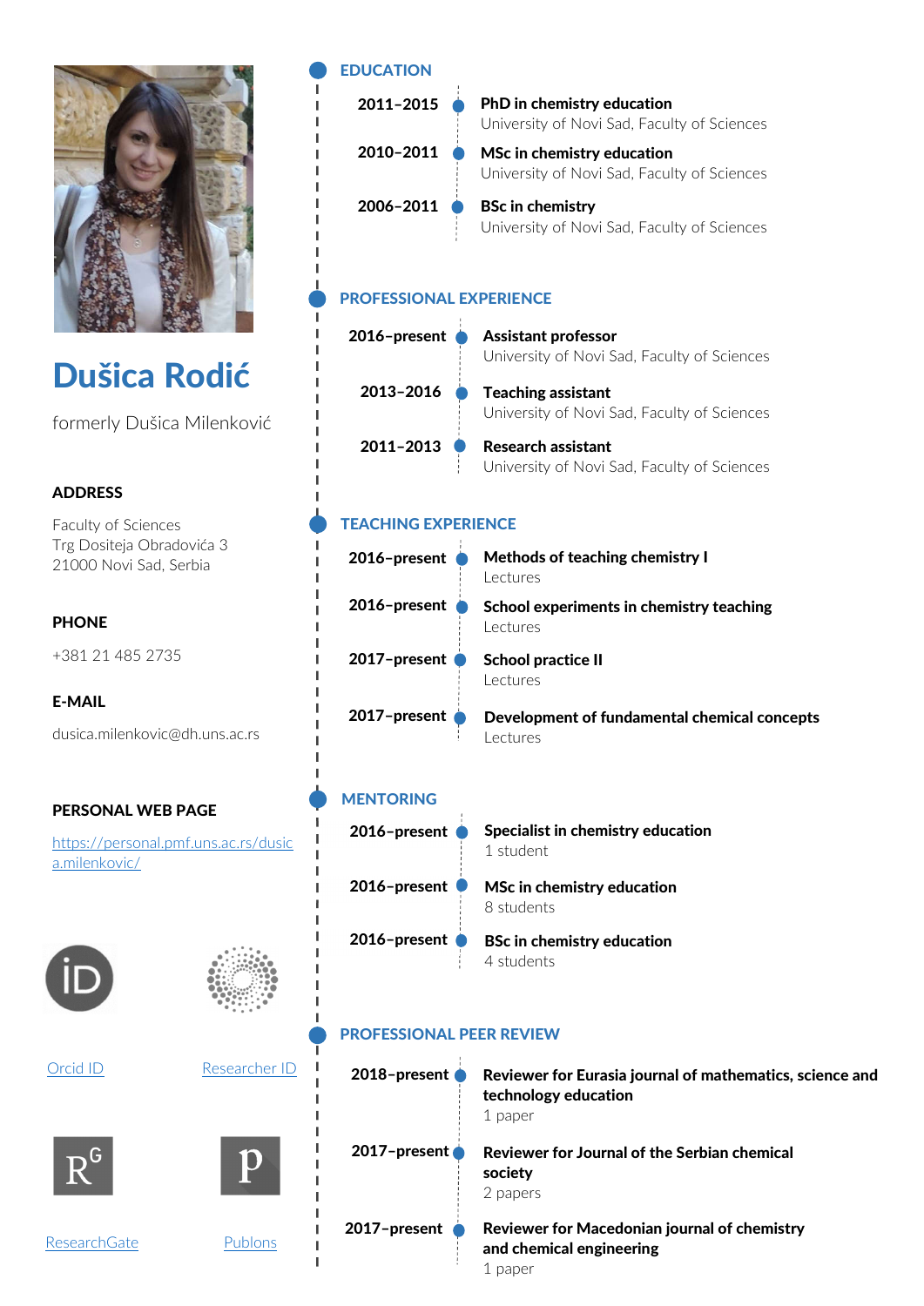# Dušica Rodić

formerly Dušica Milenković

**ADDRESS**

Faculty of Sciences
Trg Dositeja Obradovića 3
21000 Novi Sad, Serbia

**PHONE**

+381 21 485 2735

**E-MAIL**

dusica.milenkovic@dh.uns.ac.rs

**PERSONAL WEB PAGE**

https://personal.pmf.uns.ac.rs/dusica.milenkovic/

Orcid ID

Researcher ID

ResearchGate

Publons

## EDUCATION

**2011–2015** — **PhD in chemistry education**
University of Novi Sad, Faculty of Sciences

**2010–2011** — **MSc in chemistry education**
University of Novi Sad, Faculty of Sciences

**2006–2011** — **BSc in chemistry**
University of Novi Sad, Faculty of Sciences

## PROFESSIONAL EXPERIENCE

**2016–present** — **Assistant professor**
University of Novi Sad, Faculty of Sciences

**2013–2016** — **Teaching assistant**
University of Novi Sad, Faculty of Sciences

**2011–2013** — **Research assistant**
University of Novi Sad, Faculty of Sciences

## TEACHING EXPERIENCE

**2016–present** — **Methods of teaching chemistry I**
Lectures

**2016–present** — **School experiments in chemistry teaching**
Lectures

**2017–present** — **School practice II**
Lectures

**2017–present** — **Development of fundamental chemical concepts**
Lectures

## MENTORING

**2016–present** — **Specialist in chemistry education**
1 student

**2016–present** — **MSc in chemistry education**
8 students

**2016–present** — **BSc in chemistry education**
4 students

## PROFESSIONAL PEER REVIEW

**2018–present** — **Reviewer for Eurasia journal of mathematics, science and technology education**
1 paper

**2017–present** — **Reviewer for Journal of the Serbian chemical society**
2 papers

**2017–present** — **Reviewer for Macedonian journal of chemistry and chemical engineering**
1 paper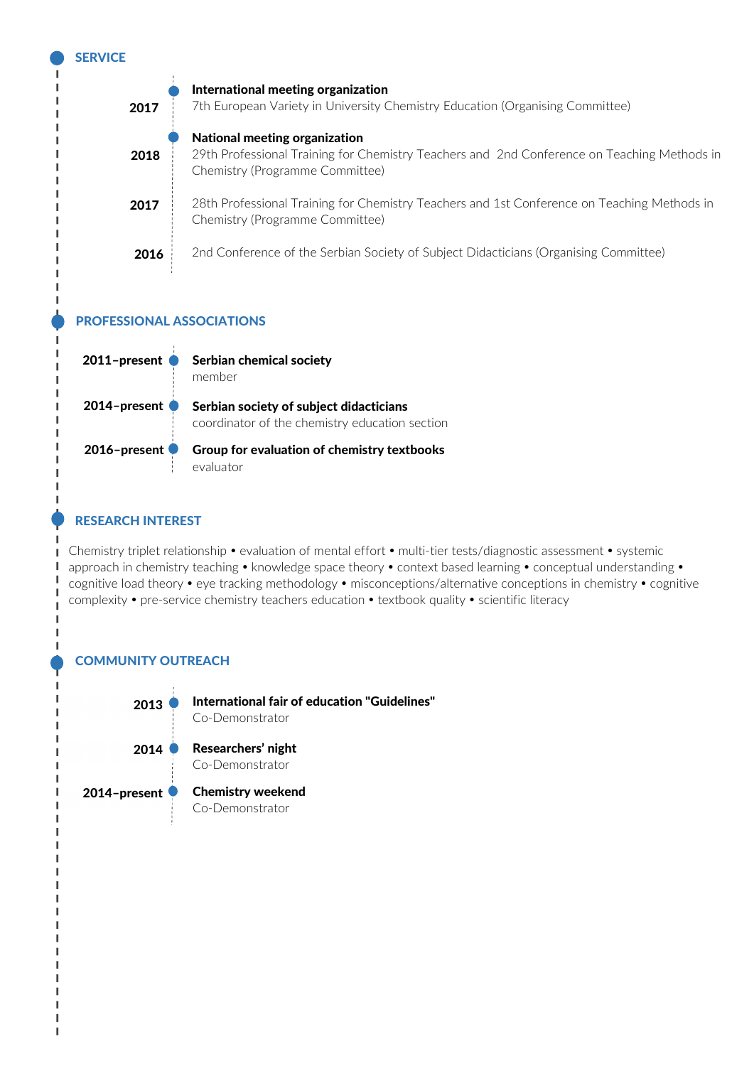## SERVICE

**2017** — **International meeting organization**
7th European Variety in University Chemistry Education (Organising Committee)

**2018** — **National meeting organization**
29th Professional Training for Chemistry Teachers and 2nd Conference on Teaching Methods in Chemistry (Programme Committee)

**2017** — 28th Professional Training for Chemistry Teachers and 1st Conference on Teaching Methods in Chemistry (Programme Committee)

**2016** — 2nd Conference of the Serbian Society of Subject Didacticians (Organising Committee)

## PROFESSIONAL ASSOCIATIONS

**2011–present** — **Serbian chemical society**
member

**2014–present** — **Serbian society of subject didacticians**
coordinator of the chemistry education section

**2016–present** — **Group for evaluation of chemistry textbooks**
evaluator

## RESEARCH INTEREST

Chemistry triplet relationship • evaluation of mental effort • multi-tier tests/diagnostic assessment • systemic approach in chemistry teaching • knowledge space theory • context based learning • conceptual understanding • cognitive load theory • eye tracking methodology • misconceptions/alternative conceptions in chemistry • cognitive complexity • pre-service chemistry teachers education • textbook quality • scientific literacy

## COMMUNITY OUTREACH

**2013** — **International fair of education "Guidelines"**
Co-Demonstrator

**2014** — **Researchers' night**
Co-Demonstrator

**2014–present** — **Chemistry weekend**
Co-Demonstrator